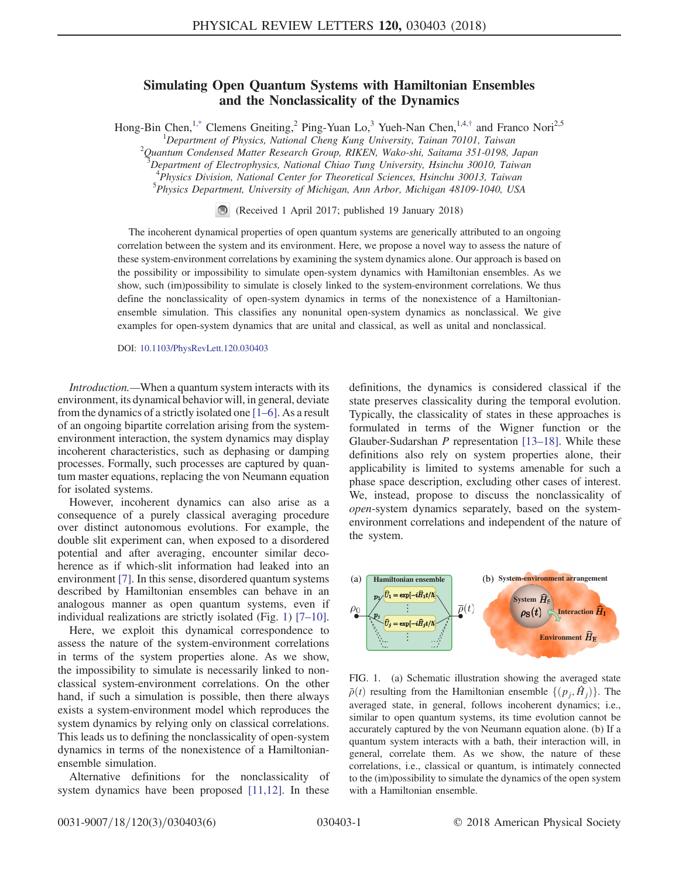# Simulating Open Quantum Systems with Hamiltonian Ensembles and the Nonclassicality of the Dynamics

Hong-Bin Chen,[1,*] Clemens Gneiting,[2] Ping-Yuan Lo,[3] Yueh-Nan Chen,[1,4,†] and Franco Nori[2,5]

[1]*Department of Physics, National Cheng Kung University, Tainan 70101, Taiwan*
[2]*Quantum Condensed Matter Research Group, RIKEN, Wako-shi, Saitama 351-0198, Japan*
[3]*Department of Electrophysics, National Chiao Tung University, Hsinchu 30010, Taiwan*
[4]*Physics Division, National Center for Theoretical Sciences, Hsinchu 30013, Taiwan*
[5]*Physics Department, University of Michigan, Ann Arbor, Michigan 48109-1040, USA*

(Received 1 April 2017; published 19 January 2018)

The incoherent dynamical properties of open quantum systems are generically attributed to an ongoing correlation between the system and its environment. Here, we propose a novel way to assess the nature of these system-environment correlations by examining the system dynamics alone. Our approach is based on the possibility or impossibility to simulate open-system dynamics with Hamiltonian ensembles. As we show, such (im)possibility to simulate is closely linked to the system-environment correlations. We thus define the nonclassicality of open-system dynamics in terms of the nonexistence of a Hamiltonian-ensemble simulation. This classifies any nonunital open-system dynamics as nonclassical. We give examples for open-system dynamics that are unital and classical, as well as unital and nonclassical.

DOI: 10.1103/PhysRevLett.120.030403

*Introduction.*—When a quantum system interacts with its environment, its dynamical behavior will, in general, deviate from the dynamics of a strictly isolated one [1–6]. As a result of an ongoing bipartite correlation arising from the system-environment interaction, the system dynamics may display incoherent characteristics, such as dephasing or damping processes. Formally, such processes are captured by quantum master equations, replacing the von Neumann equation for isolated systems.

However, incoherent dynamics can also arise as a consequence of a purely classical averaging procedure over distinct autonomous evolutions. For example, the double slit experiment can, when exposed to a disordered potential and after averaging, encounter similar decoherence as if which-slit information had leaked into an environment [7]. In this sense, disordered quantum systems described by Hamiltonian ensembles can behave in an analogous manner as open quantum systems, even if individual realizations are strictly isolated (Fig. 1) [7–10].

Here, we exploit this dynamical correspondence to assess the nature of the system-environment correlations in terms of the system properties alone. As we show, the impossibility to simulate is necessarily linked to nonclassical system-environment correlations. On the other hand, if such a simulation is possible, then there always exists a system-environment model which reproduces the system dynamics by relying only on classical correlations. This leads us to defining the nonclassicality of open-system dynamics in terms of the nonexistence of a Hamiltonian-ensemble simulation.

Alternative definitions for the nonclassicality of system dynamics have been proposed [11,12]. In these definitions, the dynamics is considered classical if the state preserves classicality during the temporal evolution. Typically, the classicality of states in these approaches is formulated in terms of the Wigner function or the Glauber-Sudarshan $P$ representation [13–18]. While these definitions also rely on system properties alone, their applicability is limited to systems amenable for such a phase space description, excluding other cases of interest. We, instead, propose to discuss the nonclassicality of *open*-system dynamics separately, based on the system-environment correlations and independent of the nature of the system.

FIG. 1. (a) Schematic illustration showing the averaged state $\bar{\rho}(t)$ resulting from the Hamiltonian ensemble $\{(p_j, \hat{H}_j)\}$. The averaged state, in general, follows incoherent dynamics; i.e., similar to open quantum systems, its time evolution cannot be accurately captured by the von Neumann equation alone. (b) If a quantum system interacts with a bath, their interaction will, in general, correlate them. As we show, the nature of these correlations, i.e., classical or quantum, is intimately connected to the (im)possibility to simulate the dynamics of the open system with a Hamiltonian ensemble.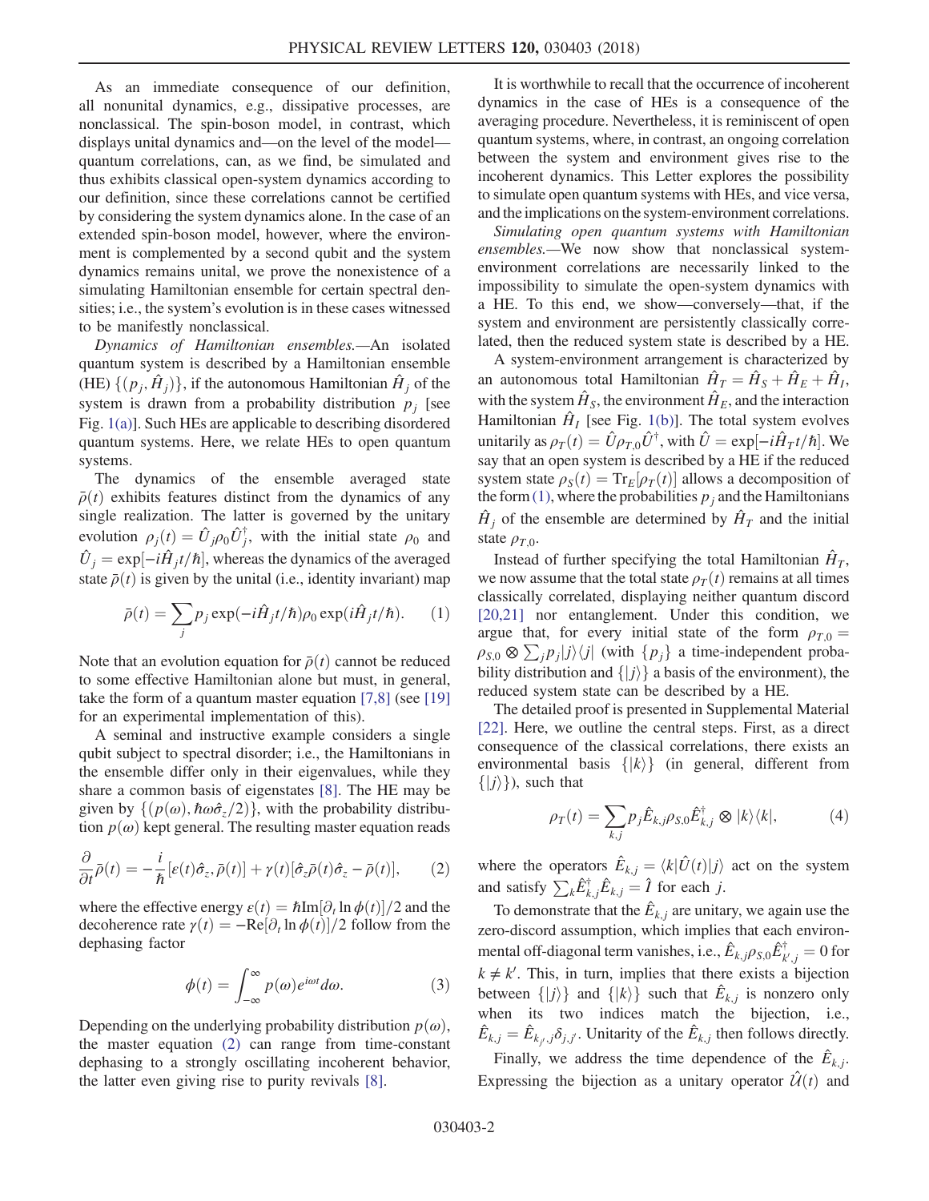As an immediate consequence of our definition, all nonunital dynamics, e.g., dissipative processes, are nonclassical. The spin-boson model, in contrast, which displays unital dynamics and—on the level of the model—quantum correlations, can, as we find, be simulated and thus exhibits classical open-system dynamics according to our definition, since these correlations cannot be certified by considering the system dynamics alone. In the case of an extended spin-boson model, however, where the environment is complemented by a second qubit and the system dynamics remains unital, we prove the nonexistence of a simulating Hamiltonian ensemble for certain spectral densities; i.e., the system's evolution is in these cases witnessed to be manifestly nonclassical.

*Dynamics of Hamiltonian ensembles.*—An isolated quantum system is described by a Hamiltonian ensemble (HE) $\{(p_j, \hat{H}_j)\}$, if the autonomous Hamiltonian $\hat{H}_j$ of the system is drawn from a probability distribution $p_j$ [see Fig. 1(a)]. Such HEs are applicable to describing disordered quantum systems. Here, we relate HEs to open quantum systems.

The dynamics of the ensemble averaged state $\bar{\rho}(t)$ exhibits features distinct from the dynamics of any single realization. The latter is governed by the unitary evolution $\rho_j(t) = \hat{U}_j \rho_0 \hat{U}_j^\dagger$, with the initial state $\rho_0$ and $\hat{U}_j = \exp[-i\hat{H}_j t/\hbar]$, whereas the dynamics of the averaged state $\bar{\rho}(t)$ is given by the unital (i.e., identity invariant) map

$$\bar{\rho}(t) = \sum_j p_j \exp(-i\hat{H}_j t/\hbar)\rho_0 \exp(i\hat{H}_j t/\hbar). \qquad (1)$$

Note that an evolution equation for $\bar{\rho}(t)$ cannot be reduced to some effective Hamiltonian alone but must, in general, take the form of a quantum master equation [7,8] (see [19] for an experimental implementation of this).

A seminal and instructive example considers a single qubit subject to spectral disorder; i.e., the Hamiltonians in the ensemble differ only in their eigenvalues, while they share a common basis of eigenstates [8]. The HE may be given by $\{(p(\omega), \hbar\omega\hat{\sigma}_z/2)\}$, with the probability distribution $p(\omega)$ kept general. The resulting master equation reads

$$\frac{\partial}{\partial t}\bar{\rho}(t) = -\frac{i}{\hbar}[\varepsilon(t)\hat{\sigma}_z, \bar{\rho}(t)] + \gamma(t)[\hat{\sigma}_z\bar{\rho}(t)\hat{\sigma}_z - \bar{\rho}(t)], \qquad (2)$$

where the effective energy $\varepsilon(t) = \hbar \mathrm{Im}[\partial_t \ln \phi(t)]/2$ and the decoherence rate $\gamma(t) = -\mathrm{Re}[\partial_t \ln \phi(t)]/2$ follow from the dephasing factor

$$\phi(t) = \int_{-\infty}^{\infty} p(\omega) e^{i\omega t} d\omega. \qquad (3)$$

Depending on the underlying probability distribution $p(\omega)$, the master equation (2) can range from time-constant dephasing to a strongly oscillating incoherent behavior, the latter even giving rise to purity revivals [8].

It is worthwhile to recall that the occurrence of incoherent dynamics in the case of HEs is a consequence of the averaging procedure. Nevertheless, it is reminiscent of open quantum systems, where, in contrast, an ongoing correlation between the system and environment gives rise to the incoherent dynamics. This Letter explores the possibility to simulate open quantum systems with HEs, and vice versa, and the implications on the system-environment correlations.

*Simulating open quantum systems with Hamiltonian ensembles.*—We now show that nonclassical system-environment correlations are necessarily linked to the impossibility to simulate the open-system dynamics with a HE. To this end, we show—conversely—that, if the system and environment are persistently classically correlated, then the reduced system state is described by a HE.

A system-environment arrangement is characterized by an autonomous total Hamiltonian $\hat{H}_T = \hat{H}_S + \hat{H}_E + \hat{H}_I$, with the system $\hat{H}_S$, the environment $\hat{H}_E$, and the interaction Hamiltonian $\hat{H}_I$ [see Fig. 1(b)]. The total system evolves unitarily as $\rho_T(t) = \hat{U}\rho_{T,0}\hat{U}^\dagger$, with $\hat{U} = \exp[-i\hat{H}_T t/\hbar]$. We say that an open system is described by a HE if the reduced system state $\rho_S(t) = \mathrm{Tr}_E[\rho_T(t)]$ allows a decomposition of the form (1), where the probabilities $p_j$ and the Hamiltonians $\hat{H}_j$ of the ensemble are determined by $\hat{H}_T$ and the initial state $\rho_{T,0}$.

Instead of further specifying the total Hamiltonian $\hat{H}_T$, we now assume that the total state $\rho_T(t)$ remains at all times classically correlated, displaying neither quantum discord [20,21] nor entanglement. Under this condition, we argue that, for every initial state of the form $\rho_{T,0} = \rho_{S,0} \otimes \sum_j p_j |j\rangle\langle j|$ (with $\{p_j\}$ a time-independent probability distribution and $\{|j\rangle\}$ a basis of the environment), the reduced system state can be described by a HE.

The detailed proof is presented in Supplemental Material [22]. Here, we outline the central steps. First, as a direct consequence of the classical correlations, there exists an environmental basis $\{|k\rangle\}$ (in general, different from $\{|j\rangle\}$), such that

$$\rho_T(t) = \sum_{k,j} p_j \hat{E}_{k,j}\rho_{S,0}\hat{E}_{k,j}^\dagger \otimes |k\rangle\langle k|, \qquad (4)$$

where the operators $\hat{E}_{k,j} = \langle k|\hat{U}(t)|j\rangle$ act on the system and satisfy $\sum_k \hat{E}_{k,j}^\dagger \hat{E}_{k,j} = \hat{I}$ for each $j$.

To demonstrate that the $\hat{E}_{k,j}$ are unitary, we again use the zero-discord assumption, which implies that each environmental off-diagonal term vanishes, i.e., $\hat{E}_{k,j}\rho_{S,0}\hat{E}_{k',j}^\dagger = 0$ for $k \neq k'$. This, in turn, implies that there exists a bijection between $\{|j\rangle\}$ and $\{|k\rangle\}$ such that $\hat{E}_{k,j}$ is nonzero only when its two indices match the bijection, i.e., $\hat{E}_{k,j} = \hat{E}_{k_{j'},j}\delta_{j,j'}$. Unitarity of the $\hat{E}_{k,j}$ then follows directly.

Finally, we address the time dependence of the $\hat{E}_{k,j}$. Expressing the bijection as a unitary operator $\hat{\mathcal{U}}(t)$ and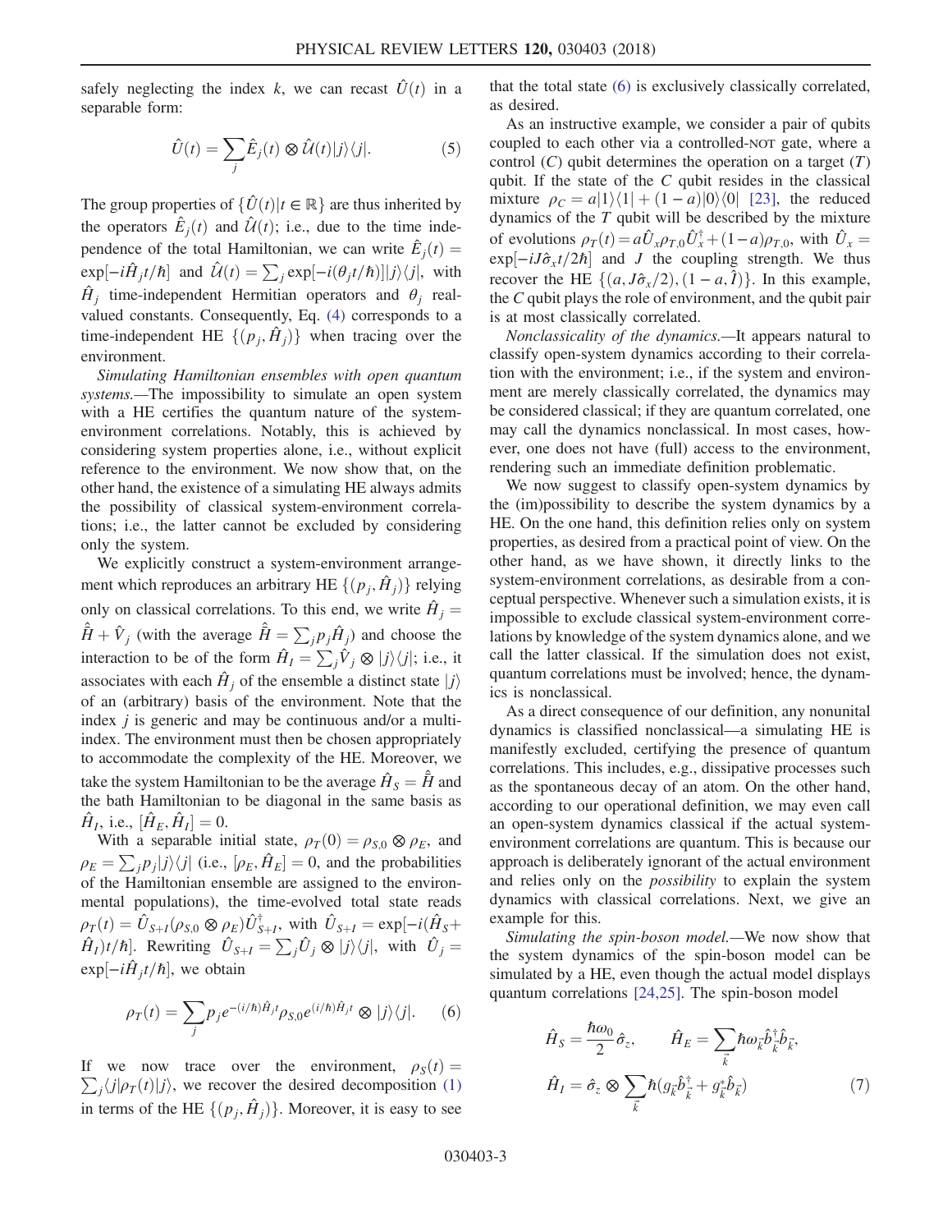safely neglecting the index $k$, we can recast $\hat{U}(t)$ in a separable form:

$$\hat{U}(t) = \sum_j \hat{E}_j(t) \otimes \hat{\mathcal{U}}(t)|j\rangle\langle j|. \tag{5}$$

The group properties of $\{\hat{U}(t)|t \in \mathbb{R}\}$ are thus inherited by the operators $\hat{E}_j(t)$ and $\hat{\mathcal{U}}(t)$; i.e., due to the time independence of the total Hamiltonian, we can write $\hat{E}_j(t) = \exp[-i\hat{H}_j t/\hbar]$ and $\hat{\mathcal{U}}(t) = \sum_j \exp[-i(\theta_j t/\hbar)]|j\rangle\langle j|$, with $\hat{H}_j$ time-independent Hermitian operators and $\theta_j$ real-valued constants. Consequently, Eq. (4) corresponds to a time-independent HE $\{(p_j, \hat{H}_j)\}$ when tracing over the environment.

*Simulating Hamiltonian ensembles with open quantum systems.*—The impossibility to simulate an open system with a HE certifies the quantum nature of the system-environment correlations. Notably, this is achieved by considering system properties alone, i.e., without explicit reference to the environment. We now show that, on the other hand, the existence of a simulating HE always admits the possibility of classical system-environment correlations; i.e., the latter cannot be excluded by considering only the system.

We explicitly construct a system-environment arrangement which reproduces an arbitrary HE $\{(p_j, \hat{H}_j)\}$ relying only on classical correlations. To this end, we write $\hat{H}_j = \hat{\bar{H}} + \hat{V}_j$ (with the average $\hat{\bar{H}} = \sum_j p_j \hat{H}_j$) and choose the interaction to be of the form $\hat{H}_I = \sum_j \hat{V}_j \otimes |j\rangle\langle j|$; i.e., it associates with each $\hat{H}_j$ of the ensemble a distinct state $|j\rangle$ of an (arbitrary) basis of the environment. Note that the index $j$ is generic and may be continuous and/or a multi-index. The environment must then be chosen appropriately to accommodate the complexity of the HE. Moreover, we take the system Hamiltonian to be the average $\hat{H}_S = \hat{\bar{H}}$ and the bath Hamiltonian to be diagonal in the same basis as $\hat{H}_I$, i.e., $[\hat{H}_E, \hat{H}_I] = 0$.

With a separable initial state, $\rho_T(0) = \rho_{S,0} \otimes \rho_E$, and $\rho_E = \sum_j p_j |j\rangle\langle j|$ (i.e., $[\rho_E, \hat{H}_E] = 0$, and the probabilities of the Hamiltonian ensemble are assigned to the environmental populations), the time-evolved total state reads $\rho_T(t) = \hat{U}_{S+I}(\rho_{S,0} \otimes \rho_E)\hat{U}^\dagger_{S+I}$, with $\hat{U}_{S+I} = \exp[-i(\hat{H}_S + \hat{H}_I)t/\hbar]$. Rewriting $\hat{U}_{S+I} = \sum_j \hat{U}_j \otimes |j\rangle\langle j|$, with $\hat{U}_j = \exp[-i\hat{H}_j t/\hbar]$, we obtain

$$\rho_T(t) = \sum_j p_j e^{-(i/\hbar)\hat{H}_j t} \rho_{S,0} e^{(i/\hbar)\hat{H}_j t} \otimes |j\rangle\langle j|. \tag{6}$$

If we now trace over the environment, $\rho_S(t) = \sum_j \langle j|\rho_T(t)|j\rangle$, we recover the desired decomposition (1) in terms of the HE $\{(p_j, \hat{H}_j)\}$. Moreover, it is easy to see that the total state (6) is exclusively classically correlated, as desired.

As an instructive example, we consider a pair of qubits coupled to each other via a controlled-NOT gate, where a control ($C$) qubit determines the operation on a target ($T$) qubit. If the state of the $C$ qubit resides in the classical mixture $\rho_C = a|1\rangle\langle 1| + (1-a)|0\rangle\langle 0|$ [23], the reduced dynamics of the $T$ qubit will be described by the mixture of evolutions $\rho_T(t) = a\hat{U}_x \rho_{T,0} \hat{U}^\dagger_x + (1-a)\rho_{T,0}$, with $\hat{U}_x = \exp[-iJ\hat{\sigma}_x t/2\hbar]$ and $J$ the coupling strength. We thus recover the HE $\{(a, J\hat{\sigma}_x/2), (1-a, \hat{I})\}$. In this example, the $C$ qubit plays the role of environment, and the qubit pair is at most classically correlated.

*Nonclassicality of the dynamics.*—It appears natural to classify open-system dynamics according to their correlation with the environment; i.e., if the system and environment are merely classically correlated, the dynamics may be considered classical; if they are quantum correlated, one may call the dynamics nonclassical. In most cases, however, one does not have (full) access to the environment, rendering such an immediate definition problematic.

We now suggest to classify open-system dynamics by the (im)possibility to describe the system dynamics by a HE. On the one hand, this definition relies only on system properties, as desired from a practical point of view. On the other hand, as we have shown, it directly links to the system-environment correlations, as desirable from a conceptual perspective. Whenever such a simulation exists, it is impossible to exclude classical system-environment correlations by knowledge of the system dynamics alone, and we call the latter classical. If the simulation does not exist, quantum correlations must be involved; hence, the dynamics is nonclassical.

As a direct consequence of our definition, any nonunital dynamics is classified nonclassical—a simulating HE is manifestly excluded, certifying the presence of quantum correlations. This includes, e.g., dissipative processes such as the spontaneous decay of an atom. On the other hand, according to our operational definition, we may even call an open-system dynamics classical if the actual system-environment correlations are quantum. This is because our approach is deliberately ignorant of the actual environment and relies only on the *possibility* to explain the system dynamics with classical correlations. Next, we give an example for this.

*Simulating the spin-boson model.*—We now show that the system dynamics of the spin-boson model can be simulated by a HE, even though the actual model displays quantum correlations [24,25]. The spin-boson model

$$\hat{H}_S = \frac{\hbar\omega_0}{2}\hat{\sigma}_z, \qquad \hat{H}_E = \sum_{\vec{k}} \hbar\omega_{\vec{k}} \hat{b}^\dagger_{\vec{k}} \hat{b}_{\vec{k}},$$
$$\hat{H}_I = \hat{\sigma}_z \otimes \sum_{\vec{k}} \hbar(g_{\vec{k}} \hat{b}^\dagger_{\vec{k}} + g^*_{\vec{k}} \hat{b}_{\vec{k}}) \tag{7}$$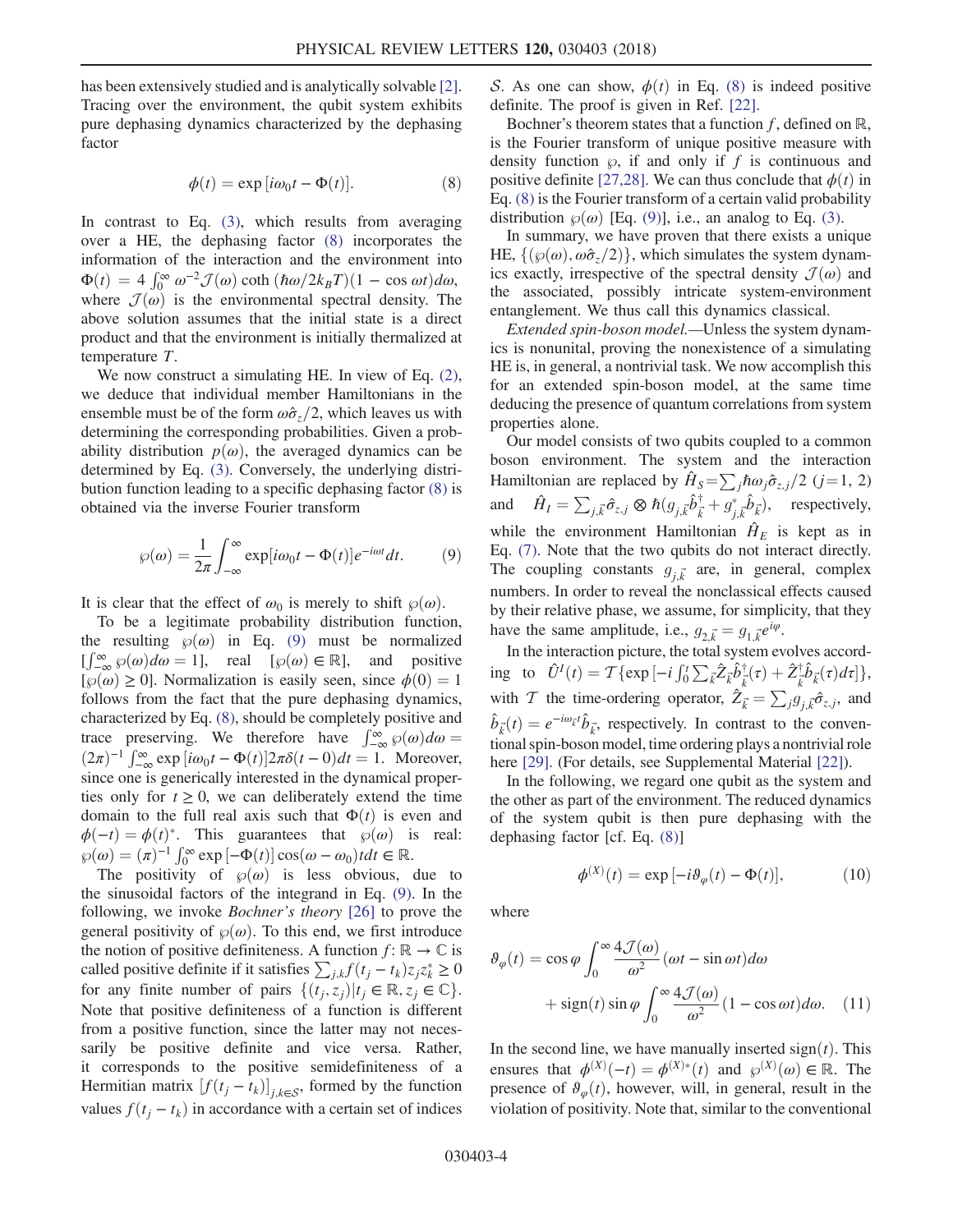has been extensively studied and is analytically solvable [2]. Tracing over the environment, the qubit system exhibits pure dephasing dynamics characterized by the dephasing factor

$$\phi(t) = \exp\left[i\omega_0 t - \Phi(t)\right]. \tag{8}$$

In contrast to Eq. (3), which results from averaging over a HE, the dephasing factor (8) incorporates the information of the interaction and the environment into $\Phi(t) = 4\int_0^\infty \omega^{-2}\mathcal{J}(\omega)\coth(\hbar\omega/2k_BT)(1-\cos\omega t)d\omega$, where $\mathcal{J}(\omega)$ is the environmental spectral density. The above solution assumes that the initial state is a direct product and that the environment is initially thermalized at temperature $T$.

We now construct a simulating HE. In view of Eq. (2), we deduce that individual member Hamiltonians in the ensemble must be of the form $\omega\hat{\sigma}_z/2$, which leaves us with determining the corresponding probabilities. Given a probability distribution $p(\omega)$, the averaged dynamics can be determined by Eq. (3). Conversely, the underlying distribution function leading to a specific dephasing factor (8) is obtained via the inverse Fourier transform

$$\wp(\omega) = \frac{1}{2\pi}\int_{-\infty}^{\infty}\exp\left[i\omega_0 t - \Phi(t)\right]e^{-i\omega t}dt. \tag{9}$$

It is clear that the effect of $\omega_0$ is merely to shift $\wp(\omega)$.

To be a legitimate probability distribution function, the resulting $\wp(\omega)$ in Eq. (9) must be normalized $[\int_{-\infty}^{\infty}\wp(\omega)d\omega = 1]$, real $[\wp(\omega)\in\mathbb{R}]$, and positive $[\wp(\omega)\geq 0]$. Normalization is easily seen, since $\phi(0)=1$ follows from the fact that the pure dephasing dynamics, characterized by Eq. (8), should be completely positive and trace preserving. We therefore have $\int_{-\infty}^{\infty}\wp(\omega)d\omega = (2\pi)^{-1}\int_{-\infty}^{\infty}\exp\left[i\omega_0 t - \Phi(t)\right]2\pi\delta(t-0)dt = 1$. Moreover, since one is generically interested in the dynamical properties only for $t\geq 0$, we can deliberately extend the time domain to the full real axis such that $\Phi(t)$ is even and $\phi(-t)=\phi(t)^*$. This guarantees that $\wp(\omega)$ is real: $\wp(\omega) = (\pi)^{-1}\int_0^\infty \exp\left[-\Phi(t)\right]\cos(\omega-\omega_0)t\,dt\in\mathbb{R}$.

The positivity of $\wp(\omega)$ is less obvious, due to the sinusoidal factors of the integrand in Eq. (9). In the following, we invoke *Bochner's theory* [26] to prove the general positivity of $\wp(\omega)$. To this end, we first introduce the notion of positive definiteness. A function $f\colon\mathbb{R}\to\mathbb{C}$ is called positive definite if it satisfies $\sum_{j,k}f(t_j-t_k)z_jz_k^*\geq 0$ for any finite number of pairs $\{(t_j,z_j)|t_j\in\mathbb{R}, z_j\in\mathbb{C}\}$. Note that positive definiteness of a function is different from a positive function, since the latter may not necessarily be positive definite and vice versa. Rather, it corresponds to the positive semidefiniteness of a Hermitian matrix $[f(t_j-t_k)]_{j,k\in\mathcal{S}}$, formed by the function values $f(t_j-t_k)$ in accordance with a certain set of indices $\mathcal{S}$. As one can show, $\phi(t)$ in Eq. (8) is indeed positive definite. The proof is given in Ref. [22].

Bochner's theorem states that a function $f$, defined on $\mathbb{R}$, is the Fourier transform of unique positive measure with density function $\wp$, if and only if $f$ is continuous and positive definite [27,28]. We can thus conclude that $\phi(t)$ in Eq. (8) is the Fourier transform of a certain valid probability distribution $\wp(\omega)$ [Eq. (9)], i.e., an analog to Eq. (3).

In summary, we have proven that there exists a unique HE, $\{(\wp(\omega),\omega\hat{\sigma}_z/2)\}$, which simulates the system dynamics exactly, irrespective of the spectral density $\mathcal{J}(\omega)$ and the associated, possibly intricate system-environment entanglement. We thus call this dynamics classical.

*Extended spin-boson model.*—Unless the system dynamics is nonunital, proving the nonexistence of a simulating HE is, in general, a nontrivial task. We now accomplish this for an extended spin-boson model, at the same time deducing the presence of quantum correlations from system properties alone.

Our model consists of two qubits coupled to a common boson environment. The system and the interaction Hamiltonian are replaced by $\hat{H}_S=\sum_j\hbar\omega_j\hat{\sigma}_{z,j}/2$ ($j=1,2$) and $\hat{H}_I=\sum_{j,\vec{k}}\hat{\sigma}_{z,j}\otimes\hbar(g_{j,\vec{k}}\hat{b}_{\vec{k}}^\dagger + g_{j,\vec{k}}^*\hat{b}_{\vec{k}})$, respectively, while the environment Hamiltonian $\hat{H}_E$ is kept as in Eq. (7). Note that the two qubits do not interact directly. The coupling constants $g_{j,\vec{k}}$ are, in general, complex numbers. In order to reveal the nonclassical effects caused by their relative phase, we assume, for simplicity, that they have the same amplitude, i.e., $g_{2,\vec{k}}=g_{1,\vec{k}}e^{i\varphi}$.

In the interaction picture, the total system evolves according to $\hat{U}^I(t)=\mathcal{T}\{\exp[-i\int_0^t\sum_{\vec{k}}\hat{Z}_{\vec{k}}\hat{b}_{\vec{k}}^\dagger(\tau)+\hat{Z}_{\vec{k}}^\dagger\hat{b}_{\vec{k}}(\tau)d\tau]\}$, with $\mathcal{T}$ the time-ordering operator, $\hat{Z}_{\vec{k}}=\sum_j g_{j,\vec{k}}\hat{\sigma}_{z,j}$, and $\hat{b}_{\vec{k}}(t)=e^{-i\omega_{\vec{k}}t}\hat{b}_{\vec{k}}$, respectively. In contrast to the conventional spin-boson model, time ordering plays a nontrivial role here [29]. (For details, see Supplemental Material [22]).

In the following, we regard one qubit as the system and the other as part of the environment. The reduced dynamics of the system qubit is then pure dephasing with the dephasing factor [cf. Eq. (8)]

$$\phi^{(X)}(t) = \exp\left[-i\vartheta_\varphi(t) - \Phi(t)\right], \tag{10}$$

where

$$\begin{aligned}\vartheta_\varphi(t) = {} & \cos\varphi\int_0^\infty\frac{4\mathcal{J}(\omega)}{\omega^2}(\omega t-\sin\omega t)d\omega \\ & + \mathrm{sign}(t)\sin\varphi\int_0^\infty\frac{4\mathcal{J}(\omega)}{\omega^2}(1-\cos\omega t)d\omega. \end{aligned}\tag{11}$$

In the second line, we have manually inserted $\mathrm{sign}(t)$. This ensures that $\phi^{(X)}(-t)=\phi^{(X)*}(t)$ and $\wp^{(X)}(\omega)\in\mathbb{R}$. The presence of $\vartheta_\varphi(t)$, however, will, in general, result in the violation of positivity. Note that, similar to the conventional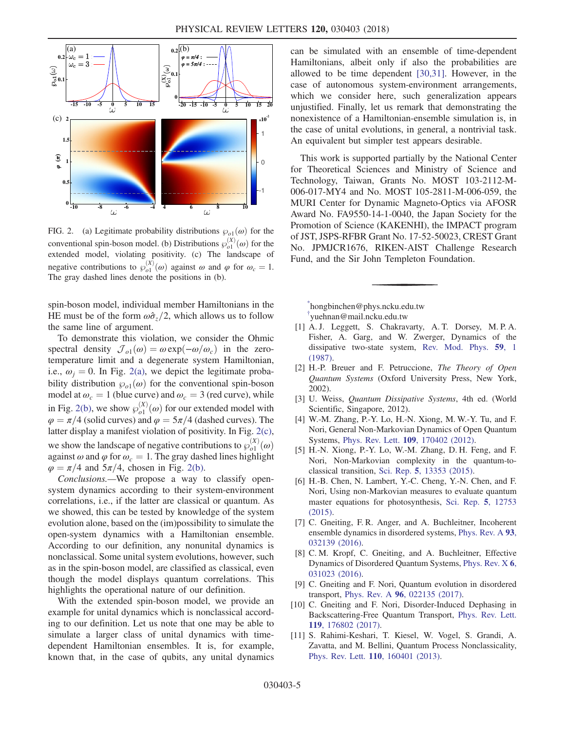FIG. 2. (a) Legitimate probability distributions $\wp_{o1}(\omega)$ for the conventional spin-boson model. (b) Distributions $\wp_{o1}^{(X)}(\omega)$ for the extended model, violating positivity. (c) The landscape of negative contributions to $\wp_{o1}^{(X)}(\omega)$ against $\omega$ and $\varphi$ for $\omega_c = 1$. The gray dashed lines denote the positions in (b).

spin-boson model, individual member Hamiltonians in the HE must be of the form $\omega\hat{\sigma}_z/2$, which allows us to follow the same line of argument.

To demonstrate this violation, we consider the Ohmic spectral density $\mathcal{J}_{o1}(\omega) = \omega \exp(-\omega/\omega_c)$ in the zero-temperature limit and a degenerate system Hamiltonian, i.e., $\omega_j = 0$. In Fig. 2(a), we depict the legitimate probability distribution $\wp_{o1}(\omega)$ for the conventional spin-boson model at $\omega_c = 1$ (blue curve) and $\omega_c = 3$ (red curve), while in Fig. 2(b), we show $\wp_{o1}^{(X)}(\omega)$ for our extended model with $\varphi = \pi/4$ (solid curves) and $\varphi = 5\pi/4$ (dashed curves). The latter display a manifest violation of positivity. In Fig. 2(c), we show the landscape of negative contributions to $\wp_{o1}^{(X)}(\omega)$ against $\omega$ and $\varphi$ for $\omega_c = 1$. The gray dashed lines highlight $\varphi = \pi/4$ and $5\pi/4$, chosen in Fig. 2(b).

*Conclusions.*—We propose a way to classify open-system dynamics according to their system-environment correlations, i.e., if the latter are classical or quantum. As we showed, this can be tested by knowledge of the system evolution alone, based on the (im)possibility to simulate the open-system dynamics with a Hamiltonian ensemble. According to our definition, any nonunital dynamics is nonclassical. Some unital system evolutions, however, such as in the spin-boson model, are classified as classical, even though the model displays quantum correlations. This highlights the operational nature of our definition.

With the extended spin-boson model, we provide an example for unital dynamics which is nonclassical according to our definition. Let us note that one may be able to simulate a larger class of unital dynamics with time-dependent Hamiltonian ensembles. It is, for example, known that, in the case of qubits, any unital dynamics can be simulated with an ensemble of time-dependent Hamiltonians, albeit only if also the probabilities are allowed to be time dependent [30,31]. However, in the case of autonomous system-environment arrangements, which we consider here, such generalization appears unjustified. Finally, let us remark that demonstrating the nonexistence of a Hamiltonian-ensemble simulation is, in the case of unital evolutions, in general, a nontrivial task. An equivalent but simpler test appears desirable.

This work is supported partially by the National Center for Theoretical Sciences and Ministry of Science and Technology, Taiwan, Grants No. MOST 103-2112-M-006-017-MY4 and No. MOST 105-2811-M-006-059, the MURI Center for Dynamic Magneto-Optics via AFOSR Award No. FA9550-14-1-0040, the Japan Society for the Promotion of Science (KAKENHI), the IMPACT program of JST, JSPS-RFBR Grant No. 17-52-50023, CREST Grant No. JPMJCR1676, RIKEN-AIST Challenge Research Fund, and the Sir John Templeton Foundation.

---

[*] hongbinchen@phys.ncku.edu.tw

[†] yuehnan@mail.ncku.edu.tw

[1] A. J. Leggett, S. Chakravarty, A. T. Dorsey, M. P. A. Fisher, A. Garg, and W. Zwerger, Dynamics of the dissipative two-state system, Rev. Mod. Phys. **59**, 1 (1987).

[2] H.-P. Breuer and F. Petruccione, *The Theory of Open Quantum Systems* (Oxford University Press, New York, 2002).

[3] U. Weiss, *Quantum Dissipative Systems*, 4th ed. (World Scientific, Singapore, 2012).

[4] W.-M. Zhang, P.-Y. Lo, H.-N. Xiong, M. W.-Y. Tu, and F. Nori, General Non-Markovian Dynamics of Open Quantum Systems, Phys. Rev. Lett. **109**, 170402 (2012).

[5] H.-N. Xiong, P.-Y. Lo, W.-M. Zhang, D. H. Feng, and F. Nori, Non-Markovian complexity in the quantum-to-classical transition, Sci. Rep. **5**, 13353 (2015).

[6] H.-B. Chen, N. Lambert, Y.-C. Cheng, Y.-N. Chen, and F. Nori, Using non-Markovian measures to evaluate quantum master equations for photosynthesis, Sci. Rep. **5**, 12753 (2015).

[7] C. Gneiting, F. R. Anger, and A. Buchleitner, Incoherent ensemble dynamics in disordered systems, Phys. Rev. A **93**, 032139 (2016).

[8] C. M. Kropf, C. Gneiting, and A. Buchleitner, Effective Dynamics of Disordered Quantum Systems, Phys. Rev. X **6**, 031023 (2016).

[9] C. Gneiting and F. Nori, Quantum evolution in disordered transport, Phys. Rev. A **96**, 022135 (2017).

[10] C. Gneiting and F. Nori, Disorder-Induced Dephasing in Backscattering-Free Quantum Transport, Phys. Rev. Lett. **119**, 176802 (2017).

[11] S. Rahimi-Keshari, T. Kiesel, W. Vogel, S. Grandi, A. Zavatta, and M. Bellini, Quantum Process Nonclassicality, Phys. Rev. Lett. **110**, 160401 (2013).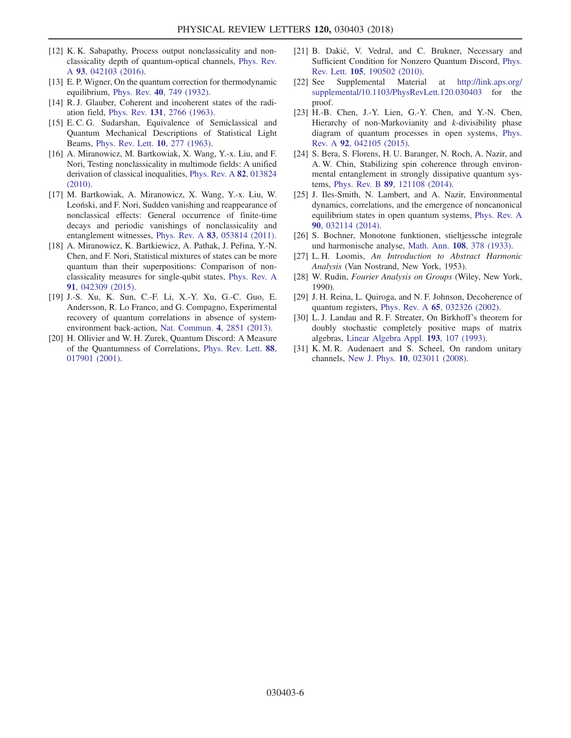[12] K. K. Sabapathy, Process output nonclassicality and nonclassicality depth of quantum-optical channels, Phys. Rev. A **93**, 042103 (2016).

[13] E. P. Wigner, On the quantum correction for thermodynamic equilibrium, Phys. Rev. **40**, 749 (1932).

[14] R. J. Glauber, Coherent and incoherent states of the radiation field, Phys. Rev. **131**, 2766 (1963).

[15] E. C. G. Sudarshan, Equivalence of Semiclassical and Quantum Mechanical Descriptions of Statistical Light Beams, Phys. Rev. Lett. **10**, 277 (1963).

[16] A. Miranowicz, M. Bartkowiak, X. Wang, Y.-x. Liu, and F. Nori, Testing nonclassicality in multimode fields: A unified derivation of classical inequalities, Phys. Rev. A **82**, 013824 (2010).

[17] M. Bartkowiak, A. Miranowicz, X. Wang, Y.-x. Liu, W. Leoński, and F. Nori, Sudden vanishing and reappearance of nonclassical effects: General occurrence of finite-time decays and periodic vanishings of nonclassicality and entanglement witnesses, Phys. Rev. A **83**, 053814 (2011).

[18] A. Miranowicz, K. Bartkiewicz, A. Pathak, J. Peřina, Y.-N. Chen, and F. Nori, Statistical mixtures of states can be more quantum than their superpositions: Comparison of nonclassicality measures for single-qubit states, Phys. Rev. A **91**, 042309 (2015).

[19] J.-S. Xu, K. Sun, C.-F. Li, X.-Y. Xu, G.-C. Guo, E. Andersson, R. Lo Franco, and G. Compagno, Experimental recovery of quantum correlations in absence of system-environment back-action, Nat. Commun. **4**, 2851 (2013).

[20] H. Ollivier and W. H. Zurek, Quantum Discord: A Measure of the Quantumness of Correlations, Phys. Rev. Lett. **88**, 017901 (2001).

[21] B. Dakić, V. Vedral, and C. Brukner, Necessary and Sufficient Condition for Nonzero Quantum Discord, Phys. Rev. Lett. **105**, 190502 (2010).

[22] See Supplemental Material at http://link.aps.org/supplemental/10.1103/PhysRevLett.120.030403 for the proof.

[23] H.-B. Chen, J.-Y. Lien, G.-Y. Chen, and Y.-N. Chen, Hierarchy of non-Markovianity and $k$-divisibility phase diagram of quantum processes in open systems, Phys. Rev. A **92**, 042105 (2015).

[24] S. Bera, S. Florens, H. U. Baranger, N. Roch, A. Nazir, and A. W. Chin, Stabilizing spin coherence through environmental entanglement in strongly dissipative quantum systems, Phys. Rev. B **89**, 121108 (2014).

[25] J. Iles-Smith, N. Lambert, and A. Nazir, Environmental dynamics, correlations, and the emergence of noncanonical equilibrium states in open quantum systems, Phys. Rev. A **90**, 032114 (2014).

[26] S. Bochner, Monotone funktionen, stieltjessche integrale und harmonische analyse, Math. Ann. **108**, 378 (1933).

[27] L. H. Loomis, *An Introduction to Abstract Harmonic Analysis* (Van Nostrand, New York, 1953).

[28] W. Rudin, *Fourier Analysis on Groups* (Wiley, New York, 1990).

[29] J. H. Reina, L. Quiroga, and N. F. Johnson, Decoherence of quantum registers, Phys. Rev. A **65**, 032326 (2002).

[30] L. J. Landau and R. F. Streater, On Birkhoff's theorem for doubly stochastic completely positive maps of matrix algebras, Linear Algebra Appl. **193**, 107 (1993).

[31] K. M. R. Audenaert and S. Scheel, On random unitary channels, New J. Phys. **10**, 023011 (2008).